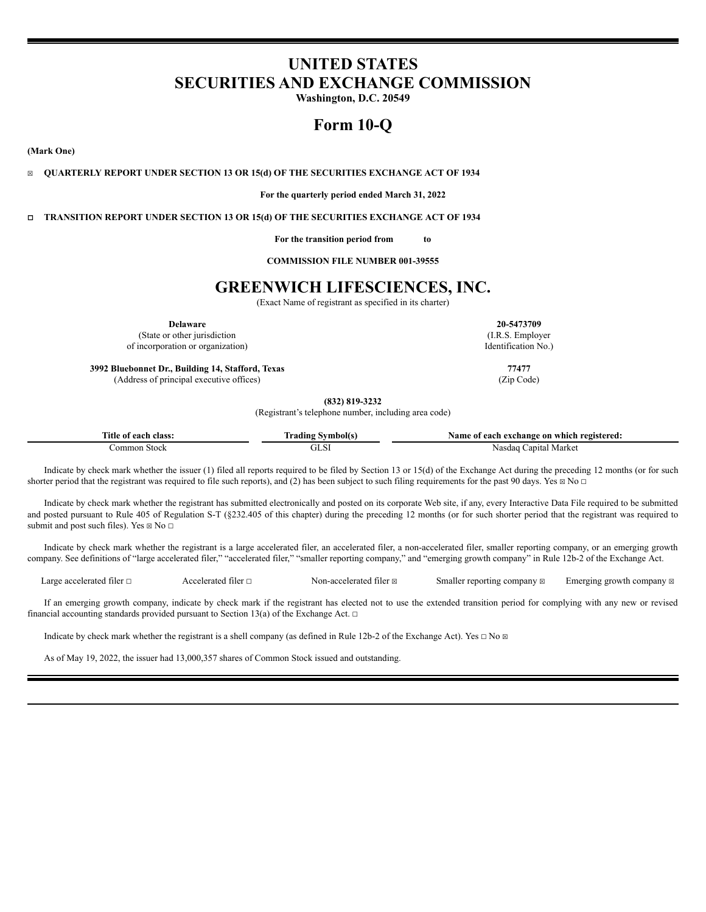# UNITED STATES
# SECURITIES AND EXCHANGE COMMISSION

**Washington, D.C. 20549**

# Form 10-Q

**(Mark One)**

☒ **QUARTERLY REPORT UNDER SECTION 13 OR 15(d) OF THE SECURITIES EXCHANGE ACT OF 1934**

**For the quarterly period ended March 31, 2022**

☐ **TRANSITION REPORT UNDER SECTION 13 OR 15(d) OF THE SECURITIES EXCHANGE ACT OF 1934**

**For the transition period from to**

**COMMISSION FILE NUMBER 001-39555**

# GREENWICH LIFESCIENCES, INC.

(Exact Name of registrant as specified in its charter)

| | |
|---|---|
| **Delaware** | **20-5473709** |
| (State or other jurisdiction of incorporation or organization) | (I.R.S. Employer Identification No.) |
| **3992 Bluebonnet Dr., Building 14, Stafford, Texas** | **77477** |
| (Address of principal executive offices) | (Zip Code) |

**(832) 819-3232**

(Registrant's telephone number, including area code)

| Title of each class: | Trading Symbol(s) | Name of each exchange on which registered: |
|---|---|---|
| Common Stock | GLSI | Nasdaq Capital Market |

Indicate by check mark whether the issuer (1) filed all reports required to be filed by Section 13 or 15(d) of the Exchange Act during the preceding 12 months (or for such shorter period that the registrant was required to file such reports), and (2) has been subject to such filing requirements for the past 90 days. Yes ☒ No ☐

Indicate by check mark whether the registrant has submitted electronically and posted on its corporate Web site, if any, every Interactive Data File required to be submitted and posted pursuant to Rule 405 of Regulation S-T (§232.405 of this chapter) during the preceding 12 months (or for such shorter period that the registrant was required to submit and post such files). Yes ☒ No ☐

Indicate by check mark whether the registrant is a large accelerated filer, an accelerated filer, a non-accelerated filer, smaller reporting company, or an emerging growth company. See definitions of "large accelerated filer," "accelerated filer," "smaller reporting company," and "emerging growth company" in Rule 12b-2 of the Exchange Act.

Large accelerated filer ☐ Accelerated filer ☐ Non-accelerated filer ☒ Smaller reporting company ☒ Emerging growth company ☒

If an emerging growth company, indicate by check mark if the registrant has elected not to use the extended transition period for complying with any new or revised financial accounting standards provided pursuant to Section 13(a) of the Exchange Act. ☐

Indicate by check mark whether the registrant is a shell company (as defined in Rule 12b-2 of the Exchange Act). Yes ☐ No ☒

As of May 19, 2022, the issuer had 13,000,357 shares of Common Stock issued and outstanding.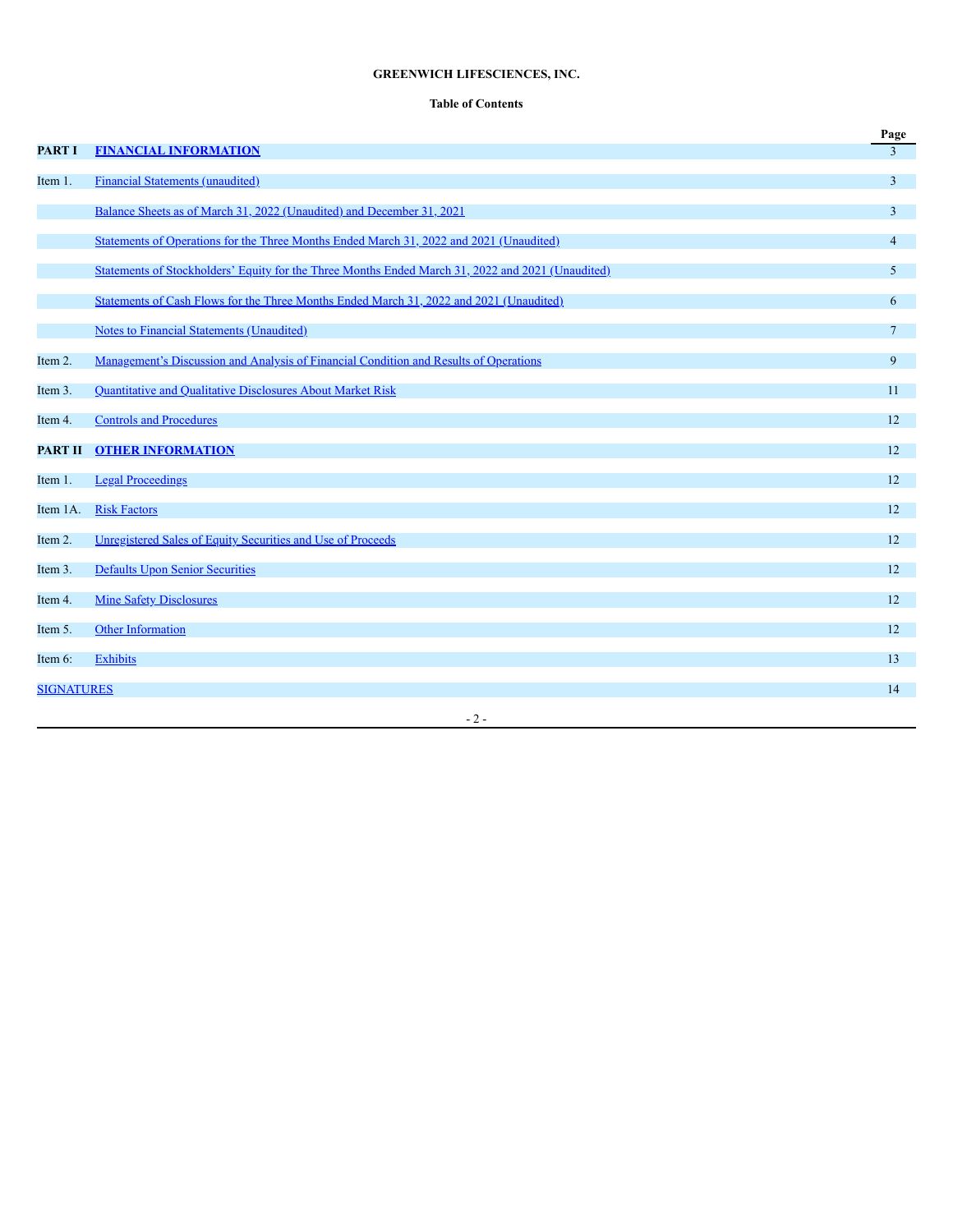**GREENWICH LIFESCIENCES, INC.**

**Table of Contents**

| | | Page |
|---|---|---|
| **PART I** | **FINANCIAL INFORMATION** | 3 |
| Item 1. | Financial Statements (unaudited) | 3 |
| | Balance Sheets as of March 31, 2022 (Unaudited) and December 31, 2021 | 3 |
| | Statements of Operations for the Three Months Ended March 31, 2022 and 2021 (Unaudited) | 4 |
| | Statements of Stockholders' Equity for the Three Months Ended March 31, 2022 and 2021 (Unaudited) | 5 |
| | Statements of Cash Flows for the Three Months Ended March 31, 2022 and 2021 (Unaudited) | 6 |
| | Notes to Financial Statements (Unaudited) | 7 |
| Item 2. | Management's Discussion and Analysis of Financial Condition and Results of Operations | 9 |
| Item 3. | Quantitative and Qualitative Disclosures About Market Risk | 11 |
| Item 4. | Controls and Procedures | 12 |
| **PART II** | **OTHER INFORMATION** | 12 |
| Item 1. | Legal Proceedings | 12 |
| Item 1A. | Risk Factors | 12 |
| Item 2. | Unregistered Sales of Equity Securities and Use of Proceeds | 12 |
| Item 3. | Defaults Upon Senior Securities | 12 |
| Item 4. | Mine Safety Disclosures | 12 |
| Item 5. | Other Information | 12 |
| Item 6: | Exhibits | 13 |
| SIGNATURES | | 14 |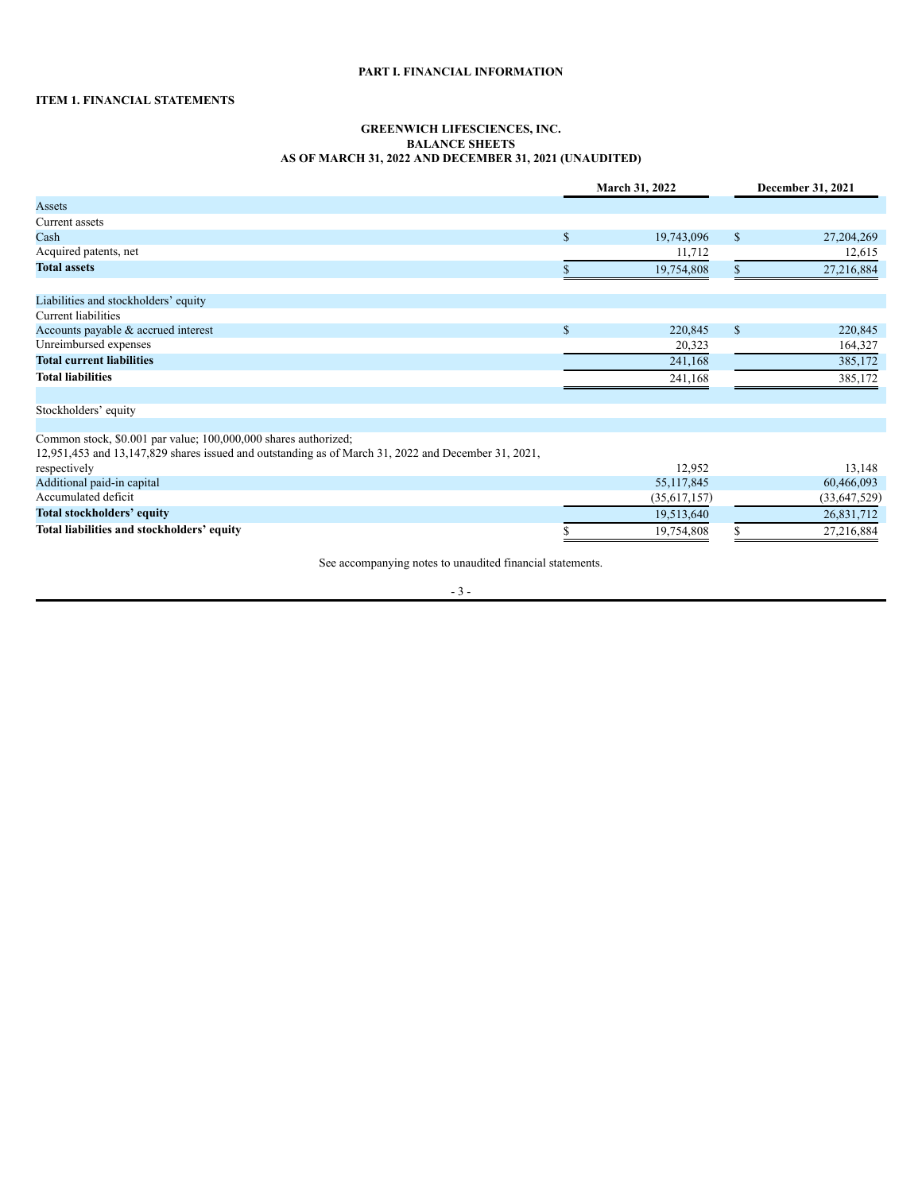# PART I. FINANCIAL INFORMATION

## ITEM 1. FINANCIAL STATEMENTS

### GREENWICH LIFESCIENCES, INC.
### BALANCE SHEETS
### AS OF MARCH 31, 2022 AND DECEMBER 31, 2021 (UNAUDITED)

| | March 31, 2022 | December 31, 2021 |
|---|---|---|
| Assets | | |
| Current assets | | |
| Cash | $ 19,743,096 | $ 27,204,269 |
| Acquired patents, net | 11,712 | 12,615 |
| **Total assets** | $ 19,754,808 | $ 27,216,884 |
| | | |
| Liabilities and stockholders' equity | | |
| Current liabilities | | |
| Accounts payable & accrued interest | $ 220,845 | $ 220,845 |
| Unreimbursed expenses | 20,323 | 164,327 |
| **Total current liabilities** | 241,168 | 385,172 |
| **Total liabilities** | 241,168 | 385,172 |
| | | |
| Stockholders' equity | | |
| | | |
| Common stock, $0.001 par value; 100,000,000 shares authorized; 12,951,453 and 13,147,829 shares issued and outstanding as of March 31, 2022 and December 31, 2021, respectively | 12,952 | 13,148 |
| Additional paid-in capital | 55,117,845 | 60,466,093 |
| Accumulated deficit | (35,617,157) | (33,647,529) |
| **Total stockholders' equity** | 19,513,640 | 26,831,712 |
| **Total liabilities and stockholders' equity** | $ 19,754,808 | $ 27,216,884 |

See accompanying notes to unaudited financial statements.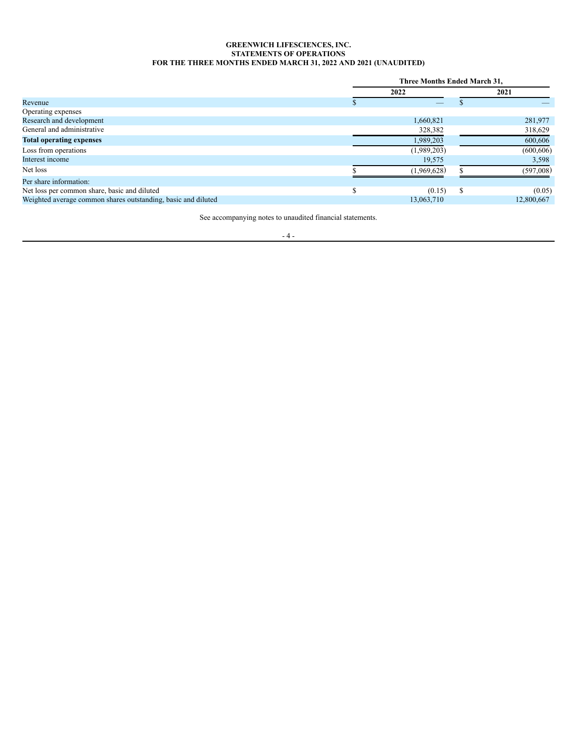**GREENWICH LIFESCIENCES, INC.**
**STATEMENTS OF OPERATIONS**
**FOR THE THREE MONTHS ENDED MARCH 31, 2022 AND 2021 (UNAUDITED)**

| | Three Months Ended March 31, | |
|---|---|---|
| | 2022 | 2021 |
| Revenue | $ — | $ — |
| Operating expenses | | |
| Research and development | 1,660,821 | 281,977 |
| General and administrative | 328,382 | 318,629 |
| **Total operating expenses** | 1,989,203 | 600,606 |
| Loss from operations | (1,989,203) | (600,606) |
| Interest income | 19,575 | 3,598 |
| Net loss | $ (1,969,628) | $ (597,008) |
| Per share information: | | |
| Net loss per common share, basic and diluted | $ (0.15) | $ (0.05) |
| Weighted average common shares outstanding, basic and diluted | 13,063,710 | 12,800,667 |

See accompanying notes to unaudited financial statements.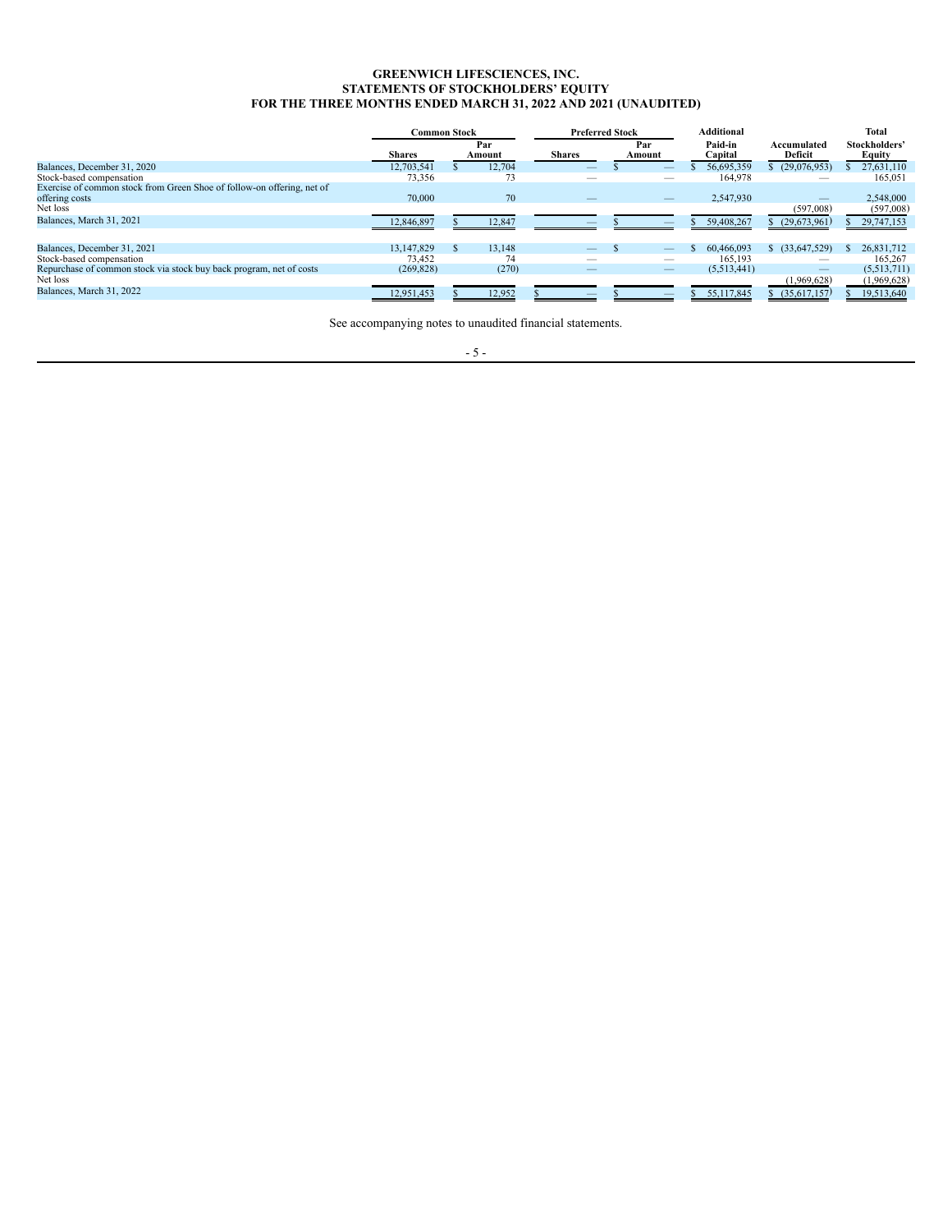**GREENWICH LIFESCIENCES, INC.**
**STATEMENTS OF STOCKHOLDERS' EQUITY**
**FOR THE THREE MONTHS ENDED MARCH 31, 2022 AND 2021 (UNAUDITED)**

| | Common Stock | | Preferred Stock | | Additional | | Total |
|---|---|---|---|---|---|---|---|
| | Shares | Par Amount | Shares | Par Amount | Paid-in Capital | Accumulated Deficit | Stockholders' Equity |
| Balances, December 31, 2020 | 12,703,541 | $ 12,704 | — | $ — | $ 56,695,359 | $ (29,076,953) | $ 27,631,110 |
| Stock-based compensation | 73,356 | 73 | — | — | 164,978 | — | 165,051 |
| Exercise of common stock from Green Shoe of follow-on offering, net of offering costs | 70,000 | 70 | — | — | 2,547,930 | — | 2,548,000 |
| Net loss | | | | | | (597,008) | (597,008) |
| Balances, March 31, 2021 | 12,846,897 | $ 12,847 | — | $ — | $ 59,408,267 | $ (29,673,961) | $ 29,747,153 |
| | | | | | | | |
| Balances, December 31, 2021 | 13,147,829 | $ 13,148 | — | $ — | $ 60,466,093 | $ (33,647,529) | $ 26,831,712 |
| Stock-based compensation | 73,452 | 74 | — | — | 165,193 | — | 165,267 |
| Repurchase of common stock via stock buy back program, net of costs | (269,828) | (270) | — | — | (5,513,441) | — | (5,513,711) |
| Net loss | | | | | | (1,969,628) | (1,969,628) |
| Balances, March 31, 2022 | 12,951,453 | $ 12,952 | $ — | $ — | $ 55,117,845 | $ (35,617,157) | $ 19,513,640 |

See accompanying notes to unaudited financial statements.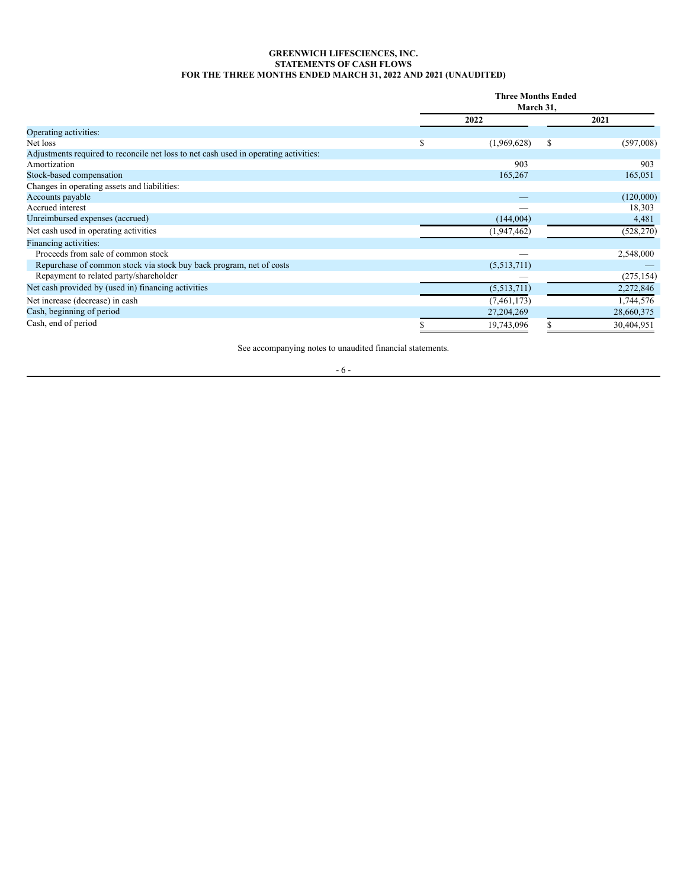**GREENWICH LIFESCIENCES, INC.**
**STATEMENTS OF CASH FLOWS**
**FOR THE THREE MONTHS ENDED MARCH 31, 2022 AND 2021 (UNAUDITED)**

| | Three Months Ended March 31, | |
|---|---|---|
| | 2022 | 2021 |
| Operating activities: | | |
| Net loss | $ (1,969,628) | $ (597,008) |
| Adjustments required to reconcile net loss to net cash used in operating activities: | | |
| Amortization | 903 | 903 |
| Stock-based compensation | 165,267 | 165,051 |
| Changes in operating assets and liabilities: | | |
| Accounts payable | — | (120,000) |
| Accrued interest | — | 18,303 |
| Unreimbursed expenses (accrued) | (144,004) | 4,481 |
| Net cash used in operating activities | (1,947,462) | (528,270) |
| Financing activities: | | |
| Proceeds from sale of common stock | — | 2,548,000 |
| Repurchase of common stock via stock buy back program, net of costs | (5,513,711) | — |
| Repayment to related party/shareholder | — | (275,154) |
| Net cash provided by (used in) financing activities | (5,513,711) | 2,272,846 |
| Net increase (decrease) in cash | (7,461,173) | 1,744,576 |
| Cash, beginning of period | 27,204,269 | 28,660,375 |
| Cash, end of period | $ 19,743,096 | $ 30,404,951 |

See accompanying notes to unaudited financial statements.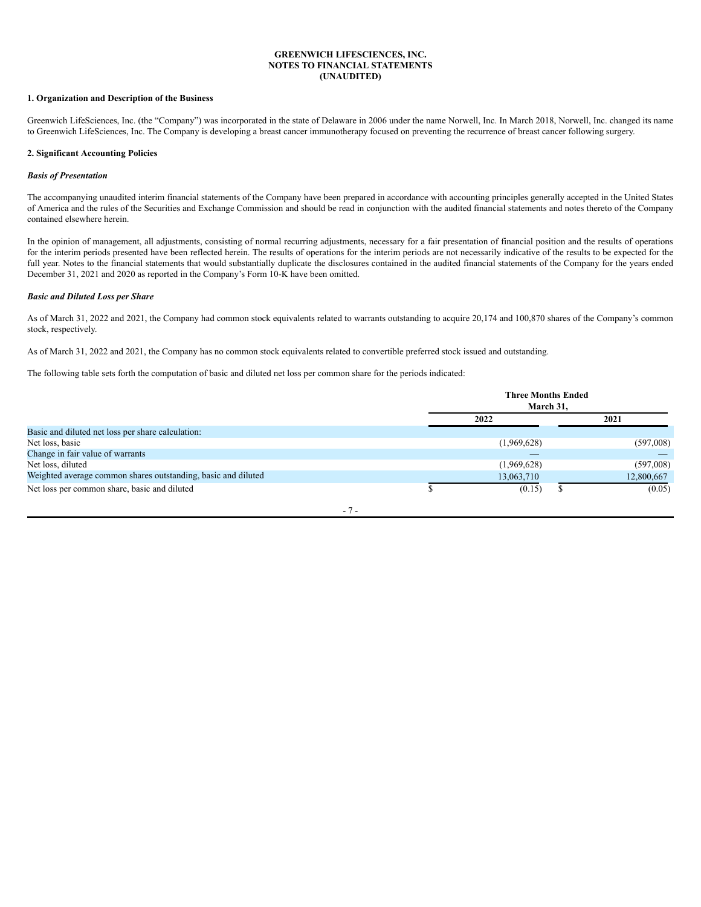**GREENWICH LIFESCIENCES, INC.**
**NOTES TO FINANCIAL STATEMENTS**
**(UNAUDITED)**

### 1. Organization and Description of the Business

Greenwich LifeSciences, Inc. (the "Company") was incorporated in the state of Delaware in 2006 under the name Norwell, Inc. In March 2018, Norwell, Inc. changed its name to Greenwich LifeSciences, Inc. The Company is developing a breast cancer immunotherapy focused on preventing the recurrence of breast cancer following surgery.

### 2. Significant Accounting Policies

***Basis of Presentation***

The accompanying unaudited interim financial statements of the Company have been prepared in accordance with accounting principles generally accepted in the United States of America and the rules of the Securities and Exchange Commission and should be read in conjunction with the audited financial statements and notes thereto of the Company contained elsewhere herein.

In the opinion of management, all adjustments, consisting of normal recurring adjustments, necessary for a fair presentation of financial position and the results of operations for the interim periods presented have been reflected herein. The results of operations for the interim periods are not necessarily indicative of the results to be expected for the full year. Notes to the financial statements that would substantially duplicate the disclosures contained in the audited financial statements of the Company for the years ended December 31, 2021 and 2020 as reported in the Company's Form 10-K have been omitted.

***Basic and Diluted Loss per Share***

As of March 31, 2022 and 2021, the Company had common stock equivalents related to warrants outstanding to acquire 20,174 and 100,870 shares of the Company's common stock, respectively.

As of March 31, 2022 and 2021, the Company has no common stock equivalents related to convertible preferred stock issued and outstanding.

The following table sets forth the computation of basic and diluted net loss per common share for the periods indicated:

| | Three Months Ended March 31, | |
|---|---|---|
| | 2022 | 2021 |
| Basic and diluted net loss per share calculation: | | |
| Net loss, basic | (1,969,628) | (597,008) |
| Change in fair value of warrants | — | — |
| Net loss, diluted | (1,969,628) | (597,008) |
| Weighted average common shares outstanding, basic and diluted | 13,063,710 | 12,800,667 |
| Net loss per common share, basic and diluted | $ (0.15) | $ (0.05) |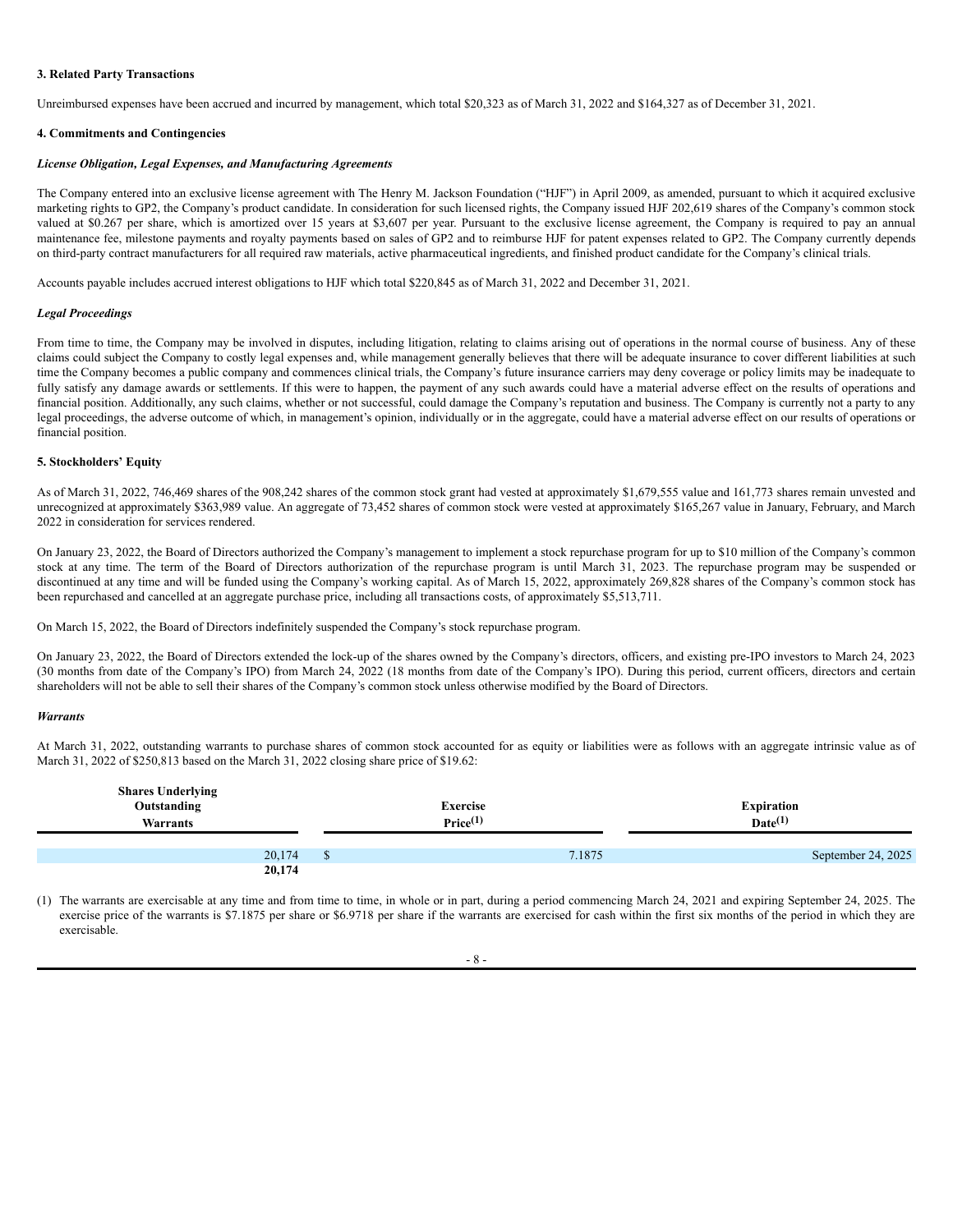### 3. Related Party Transactions

Unreimbursed expenses have been accrued and incurred by management, which total $20,323 as of March 31, 2022 and $164,327 as of December 31, 2021.

### 4. Commitments and Contingencies

***License Obligation, Legal Expenses, and Manufacturing Agreements***

The Company entered into an exclusive license agreement with The Henry M. Jackson Foundation ("HJF") in April 2009, as amended, pursuant to which it acquired exclusive marketing rights to GP2, the Company's product candidate. In consideration for such licensed rights, the Company issued HJF 202,619 shares of the Company's common stock valued at $0.267 per share, which is amortized over 15 years at $3,607 per year. Pursuant to the exclusive license agreement, the Company is required to pay an annual maintenance fee, milestone payments and royalty payments based on sales of GP2 and to reimburse HJF for patent expenses related to GP2. The Company currently depends on third-party contract manufacturers for all required raw materials, active pharmaceutical ingredients, and finished product candidate for the Company's clinical trials.

Accounts payable includes accrued interest obligations to HJF which total $220,845 as of March 31, 2022 and December 31, 2021.

***Legal Proceedings***

From time to time, the Company may be involved in disputes, including litigation, relating to claims arising out of operations in the normal course of business. Any of these claims could subject the Company to costly legal expenses and, while management generally believes that there will be adequate insurance to cover different liabilities at such time the Company becomes a public company and commences clinical trials, the Company's future insurance carriers may deny coverage or policy limits may be inadequate to fully satisfy any damage awards or settlements. If this were to happen, the payment of any such awards could have a material adverse effect on the results of operations and financial position. Additionally, any such claims, whether or not successful, could damage the Company's reputation and business. The Company is currently not a party to any legal proceedings, the adverse outcome of which, in management's opinion, individually or in the aggregate, could have a material adverse effect on our results of operations or financial position.

### 5. Stockholders' Equity

As of March 31, 2022, 746,469 shares of the 908,242 shares of the common stock grant had vested at approximately $1,679,555 value and 161,773 shares remain unvested and unrecognized at approximately $363,989 value. An aggregate of 73,452 shares of common stock were vested at approximately $165,267 value in January, February, and March 2022 in consideration for services rendered.

On January 23, 2022, the Board of Directors authorized the Company's management to implement a stock repurchase program for up to $10 million of the Company's common stock at any time. The term of the Board of Directors authorization of the repurchase program is until March 31, 2023. The repurchase program may be suspended or discontinued at any time and will be funded using the Company's working capital. As of March 15, 2022, approximately 269,828 shares of the Company's common stock has been repurchased and cancelled at an aggregate purchase price, including all transactions costs, of approximately $5,513,711.

On March 15, 2022, the Board of Directors indefinitely suspended the Company's stock repurchase program.

On January 23, 2022, the Board of Directors extended the lock-up of the shares owned by the Company's directors, officers, and existing pre-IPO investors to March 24, 2023 (30 months from date of the Company's IPO) from March 24, 2022 (18 months from date of the Company's IPO). During this period, current officers, directors and certain shareholders will not be able to sell their shares of the Company's common stock unless otherwise modified by the Board of Directors.

***Warrants***

At March 31, 2022, outstanding warrants to purchase shares of common stock accounted for as equity or liabilities were as follows with an aggregate intrinsic value as of March 31, 2022 of $250,813 based on the March 31, 2022 closing share price of $19.62:

| Shares Underlying Outstanding Warrants | Exercise Price(1) | Expiration Date(1) |
|---|---|---|
| 20,174 | $ 7.1875 | September 24, 2025 |
| **20,174** | | |

(1) The warrants are exercisable at any time and from time to time, in whole or in part, during a period commencing March 24, 2021 and expiring September 24, 2025. The exercise price of the warrants is $7.1875 per share or $6.9718 per share if the warrants are exercised for cash within the first six months of the period in which they are exercisable.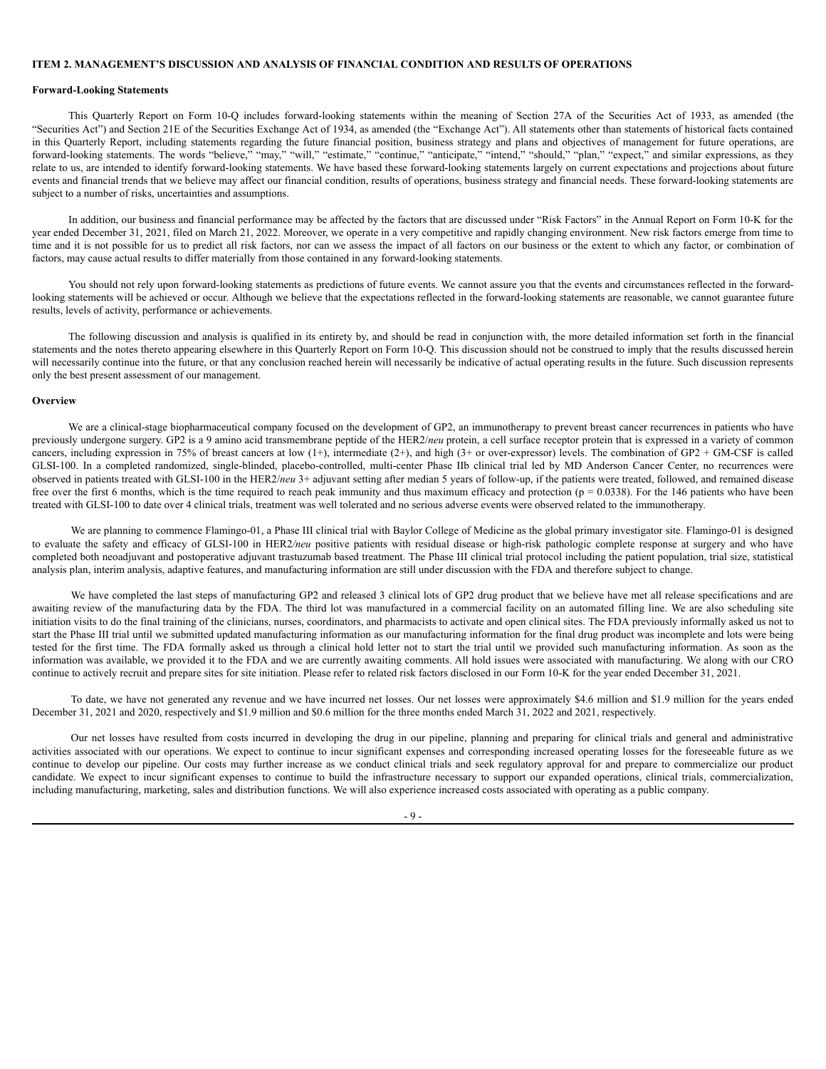**ITEM 2. MANAGEMENT'S DISCUSSION AND ANALYSIS OF FINANCIAL CONDITION AND RESULTS OF OPERATIONS**

**Forward-Looking Statements**

This Quarterly Report on Form 10-Q includes forward-looking statements within the meaning of Section 27A of the Securities Act of 1933, as amended (the "Securities Act") and Section 21E of the Securities Exchange Act of 1934, as amended (the "Exchange Act"). All statements other than statements of historical facts contained in this Quarterly Report, including statements regarding the future financial position, business strategy and plans and objectives of management for future operations, are forward-looking statements. The words "believe," "may," "will," "estimate," "continue," "anticipate," "intend," "should," "plan," "expect," and similar expressions, as they relate to us, are intended to identify forward-looking statements. We have based these forward-looking statements largely on current expectations and projections about future events and financial trends that we believe may affect our financial condition, results of operations, business strategy and financial needs. These forward-looking statements are subject to a number of risks, uncertainties and assumptions.

In addition, our business and financial performance may be affected by the factors that are discussed under "Risk Factors" in the Annual Report on Form 10-K for the year ended December 31, 2021, filed on March 21, 2022. Moreover, we operate in a very competitive and rapidly changing environment. New risk factors emerge from time to time and it is not possible for us to predict all risk factors, nor can we assess the impact of all factors on our business or the extent to which any factor, or combination of factors, may cause actual results to differ materially from those contained in any forward-looking statements.

You should not rely upon forward-looking statements as predictions of future events. We cannot assure you that the events and circumstances reflected in the forward-looking statements will be achieved or occur. Although we believe that the expectations reflected in the forward-looking statements are reasonable, we cannot guarantee future results, levels of activity, performance or achievements.

The following discussion and analysis is qualified in its entirety by, and should be read in conjunction with, the more detailed information set forth in the financial statements and the notes thereto appearing elsewhere in this Quarterly Report on Form 10-Q. This discussion should not be construed to imply that the results discussed herein will necessarily continue into the future, or that any conclusion reached herein will necessarily be indicative of actual operating results in the future. Such discussion represents only the best present assessment of our management.

**Overview**

We are a clinical-stage biopharmaceutical company focused on the development of GP2, an immunotherapy to prevent breast cancer recurrences in patients who have previously undergone surgery. GP2 is a 9 amino acid transmembrane peptide of the HER2/*neu* protein, a cell surface receptor protein that is expressed in a variety of common cancers, including expression in 75% of breast cancers at low (1+), intermediate (2+), and high (3+ or over-expressor) levels. The combination of GP2 + GM-CSF is called GLSI-100. In a completed randomized, single-blinded, placebo-controlled, multi-center Phase IIb clinical trial led by MD Anderson Cancer Center, no recurrences were observed in patients treated with GLSI-100 in the HER2/*neu* 3+ adjuvant setting after median 5 years of follow-up, if the patients were treated, followed, and remained disease free over the first 6 months, which is the time required to reach peak immunity and thus maximum efficacy and protection ($p = 0.0338$). For the 146 patients who have been treated with GLSI-100 to date over 4 clinical trials, treatment was well tolerated and no serious adverse events were observed related to the immunotherapy.

We are planning to commence Flamingo-01, a Phase III clinical trial with Baylor College of Medicine as the global primary investigator site. Flamingo-01 is designed to evaluate the safety and efficacy of GLSI-100 in HER2/*neu* positive patients with residual disease or high-risk pathologic complete response at surgery and who have completed both neoadjuvant and postoperative adjuvant trastuzumab based treatment. The Phase III clinical trial protocol including the patient population, trial size, statistical analysis plan, interim analysis, adaptive features, and manufacturing information are still under discussion with the FDA and therefore subject to change.

We have completed the last steps of manufacturing GP2 and released 3 clinical lots of GP2 drug product that we believe have met all release specifications and are awaiting review of the manufacturing data by the FDA. The third lot was manufactured in a commercial facility on an automated filling line. We are also scheduling site initiation visits to do the final training of the clinicians, nurses, coordinators, and pharmacists to activate and open clinical sites. The FDA previously informally asked us not to start the Phase III trial until we submitted updated manufacturing information as our manufacturing information for the final drug product was incomplete and lots were being tested for the first time. The FDA formally asked us through a clinical hold letter not to start the trial until we provided such manufacturing information. As soon as the information was available, we provided it to the FDA and we are currently awaiting comments. All hold issues were associated with manufacturing. We along with our CRO continue to actively recruit and prepare sites for site initiation. Please refer to related risk factors disclosed in our Form 10-K for the year ended December 31, 2021.

To date, we have not generated any revenue and we have incurred net losses. Our net losses were approximately \$4.6 million and \$1.9 million for the years ended December 31, 2021 and 2020, respectively and \$1.9 million and \$0.6 million for the three months ended March 31, 2022 and 2021, respectively.

Our net losses have resulted from costs incurred in developing the drug in our pipeline, planning and preparing for clinical trials and general and administrative activities associated with our operations. We expect to continue to incur significant expenses and corresponding increased operating losses for the foreseeable future as we continue to develop our pipeline. Our costs may further increase as we conduct clinical trials and seek regulatory approval for and prepare to commercialize our product candidate. We expect to incur significant expenses to continue to build the infrastructure necessary to support our expanded operations, clinical trials, commercialization, including manufacturing, marketing, sales and distribution functions. We will also experience increased costs associated with operating as a public company.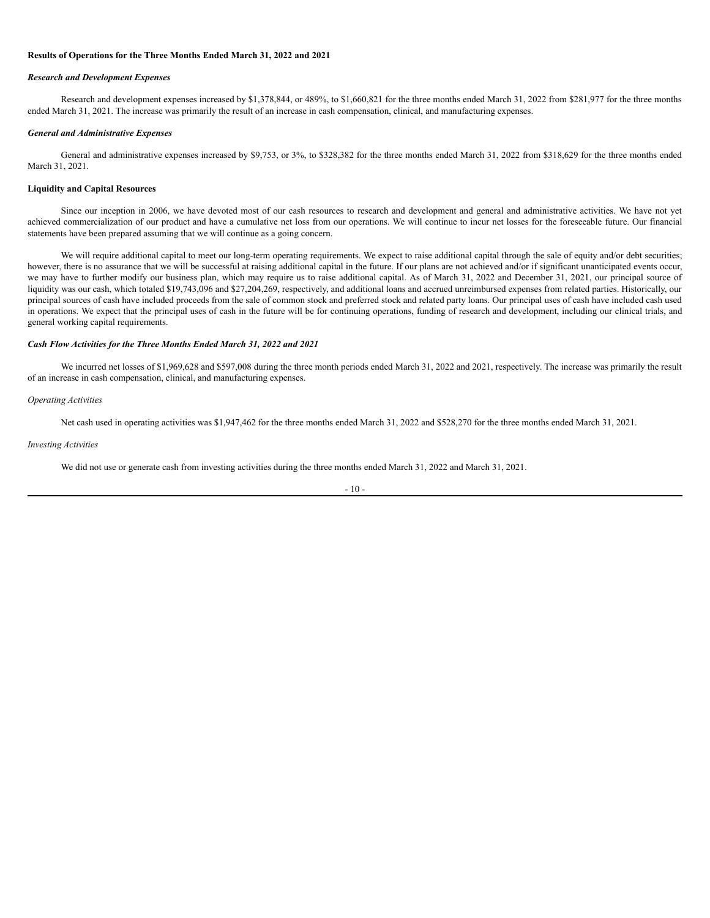**Results of Operations for the Three Months Ended March 31, 2022 and 2021**

***Research and Development Expenses***

Research and development expenses increased by $1,378,844, or 489%, to $1,660,821 for the three months ended March 31, 2022 from $281,977 for the three months ended March 31, 2021. The increase was primarily the result of an increase in cash compensation, clinical, and manufacturing expenses.

***General and Administrative Expenses***

General and administrative expenses increased by $9,753, or 3%, to $328,382 for the three months ended March 31, 2022 from $318,629 for the three months ended March 31, 2021.

**Liquidity and Capital Resources**

Since our inception in 2006, we have devoted most of our cash resources to research and development and general and administrative activities. We have not yet achieved commercialization of our product and have a cumulative net loss from our operations. We will continue to incur net losses for the foreseeable future. Our financial statements have been prepared assuming that we will continue as a going concern.

We will require additional capital to meet our long-term operating requirements. We expect to raise additional capital through the sale of equity and/or debt securities; however, there is no assurance that we will be successful at raising additional capital in the future. If our plans are not achieved and/or if significant unanticipated events occur, we may have to further modify our business plan, which may require us to raise additional capital. As of March 31, 2022 and December 31, 2021, our principal source of liquidity was our cash, which totaled $19,743,096 and $27,204,269, respectively, and additional loans and accrued unreimbursed expenses from related parties. Historically, our principal sources of cash have included proceeds from the sale of common stock and preferred stock and related party loans. Our principal uses of cash have included cash used in operations. We expect that the principal uses of cash in the future will be for continuing operations, funding of research and development, including our clinical trials, and general working capital requirements.

***Cash Flow Activities for the Three Months Ended March 31, 2022 and 2021***

We incurred net losses of $1,969,628 and $597,008 during the three month periods ended March 31, 2022 and 2021, respectively. The increase was primarily the result of an increase in cash compensation, clinical, and manufacturing expenses.

*Operating Activities*

Net cash used in operating activities was $1,947,462 for the three months ended March 31, 2022 and $528,270 for the three months ended March 31, 2021.

*Investing Activities*

We did not use or generate cash from investing activities during the three months ended March 31, 2022 and March 31, 2021.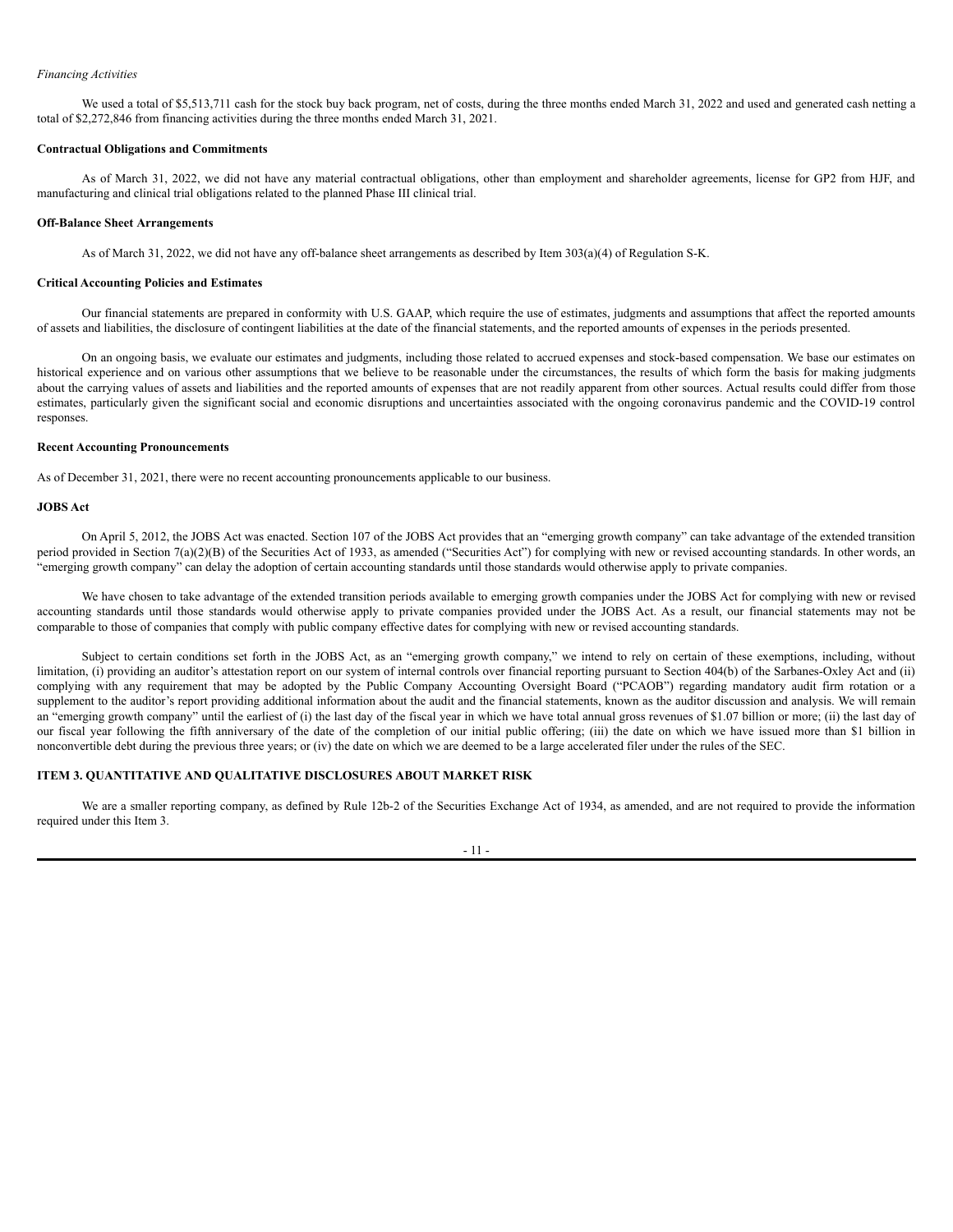*Financing Activities*

We used a total of $5,513,711 cash for the stock buy back program, net of costs, during the three months ended March 31, 2022 and used and generated cash netting a total of $2,272,846 from financing activities during the three months ended March 31, 2021.

**Contractual Obligations and Commitments**

As of March 31, 2022, we did not have any material contractual obligations, other than employment and shareholder agreements, license for GP2 from HJF, and manufacturing and clinical trial obligations related to the planned Phase III clinical trial.

**Off-Balance Sheet Arrangements**

As of March 31, 2022, we did not have any off-balance sheet arrangements as described by Item 303(a)(4) of Regulation S-K.

**Critical Accounting Policies and Estimates**

Our financial statements are prepared in conformity with U.S. GAAP, which require the use of estimates, judgments and assumptions that affect the reported amounts of assets and liabilities, the disclosure of contingent liabilities at the date of the financial statements, and the reported amounts of expenses in the periods presented.

On an ongoing basis, we evaluate our estimates and judgments, including those related to accrued expenses and stock-based compensation. We base our estimates on historical experience and on various other assumptions that we believe to be reasonable under the circumstances, the results of which form the basis for making judgments about the carrying values of assets and liabilities and the reported amounts of expenses that are not readily apparent from other sources. Actual results could differ from those estimates, particularly given the significant social and economic disruptions and uncertainties associated with the ongoing coronavirus pandemic and the COVID-19 control responses.

**Recent Accounting Pronouncements**

As of December 31, 2021, there were no recent accounting pronouncements applicable to our business.

**JOBS Act**

On April 5, 2012, the JOBS Act was enacted. Section 107 of the JOBS Act provides that an "emerging growth company" can take advantage of the extended transition period provided in Section 7(a)(2)(B) of the Securities Act of 1933, as amended ("Securities Act") for complying with new or revised accounting standards. In other words, an "emerging growth company" can delay the adoption of certain accounting standards until those standards would otherwise apply to private companies.

We have chosen to take advantage of the extended transition periods available to emerging growth companies under the JOBS Act for complying with new or revised accounting standards until those standards would otherwise apply to private companies provided under the JOBS Act. As a result, our financial statements may not be comparable to those of companies that comply with public company effective dates for complying with new or revised accounting standards.

Subject to certain conditions set forth in the JOBS Act, as an "emerging growth company," we intend to rely on certain of these exemptions, including, without limitation, (i) providing an auditor's attestation report on our system of internal controls over financial reporting pursuant to Section 404(b) of the Sarbanes-Oxley Act and (ii) complying with any requirement that may be adopted by the Public Company Accounting Oversight Board ("PCAOB") regarding mandatory audit firm rotation or a supplement to the auditor's report providing additional information about the audit and the financial statements, known as the auditor discussion and analysis. We will remain an "emerging growth company" until the earliest of (i) the last day of the fiscal year in which we have total annual gross revenues of $1.07 billion or more; (ii) the last day of our fiscal year following the fifth anniversary of the date of the completion of our initial public offering; (iii) the date on which we have issued more than $1 billion in nonconvertible debt during the previous three years; or (iv) the date on which we are deemed to be a large accelerated filer under the rules of the SEC.

## ITEM 3. QUANTITATIVE AND QUALITATIVE DISCLOSURES ABOUT MARKET RISK

We are a smaller reporting company, as defined by Rule 12b-2 of the Securities Exchange Act of 1934, as amended, and are not required to provide the information required under this Item 3.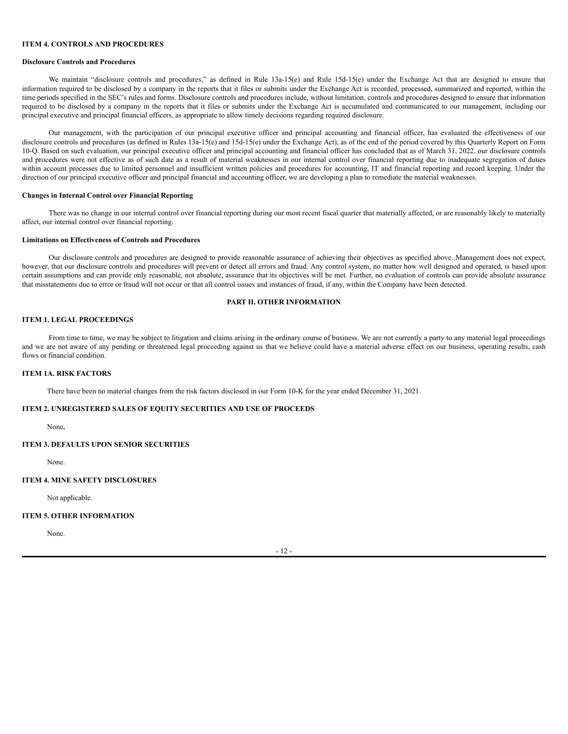## ITEM 4. CONTROLS AND PROCEDURES

### Disclosure Controls and Procedures

We maintain "disclosure controls and procedures," as defined in Rule 13a-15(e) and Rule 15d-15(e) under the Exchange Act that are designed to ensure that information required to be disclosed by a company in the reports that it files or submits under the Exchange Act is recorded, processed, summarized and reported, within the time periods specified in the SEC's rules and forms. Disclosure controls and procedures include, without limitation, controls and procedures designed to ensure that information required to be disclosed by a company in the reports that it files or submits under the Exchange Act is accumulated and communicated to our management, including our principal executive and principal financial officers, as appropriate to allow timely decisions regarding required disclosure.

Our management, with the participation of our principal executive officer and principal accounting and financial officer, has evaluated the effectiveness of our disclosure controls and procedures (as defined in Rules 13a-15(e) and 15d-15(e) under the Exchange Act), as of the end of the period covered by this Quarterly Report on Form 10-Q. Based on such evaluation, our principal executive officer and principal accounting and financial officer has concluded that as of March 31, 2022, our disclosure controls and procedures were not effective as of such date as a result of material weaknesses in our internal control over financial reporting due to inadequate segregation of duties within account processes due to limited personnel and insufficient written policies and procedures for accounting, IT and financial reporting and record keeping. Under the direction of our principal executive officer and principal financial and accounting officer, we are developing a plan to remediate the material weaknesses.

### Changes in Internal Control over Financial Reporting

There was no change in our internal control over financial reporting during our most recent fiscal quarter that materially affected, or are reasonably likely to materially affect, our internal control over financial reporting.

### Limitations on Effectiveness of Controls and Procedures

Our disclosure controls and procedures are designed to provide reasonable assurance of achieving their objectives as specified above. Management does not expect, however, that our disclosure controls and procedures will prevent or detect all errors and fraud. Any control system, no matter how well designed and operated, is based upon certain assumptions and can provide only reasonable, not absolute, assurance that its objectives will be met. Further, no evaluation of controls can provide absolute assurance that misstatements due to error or fraud will not occur or that all control issues and instances of fraud, if any, within the Company have been detected.

# PART II. OTHER INFORMATION

## ITEM 1. LEGAL PROCEEDINGS

From time to time, we may be subject to litigation and claims arising in the ordinary course of business. We are not currently a party to any material legal proceedings and we are not aware of any pending or threatened legal proceeding against us that we believe could have a material adverse effect on our business, operating results, cash flows or financial condition.

## ITEM 1A. RISK FACTORS

There have been no material changes from the risk factors disclosed in our Form 10-K for the year ended December 31, 2021.

## ITEM 2. UNREGISTERED SALES OF EQUITY SECURITIES AND USE OF PROCEEDS

None**.**

## ITEM 3. DEFAULTS UPON SENIOR SECURITIES

None.

## ITEM 4. MINE SAFETY DISCLOSURES

Not applicable.

## ITEM 5. OTHER INFORMATION

None.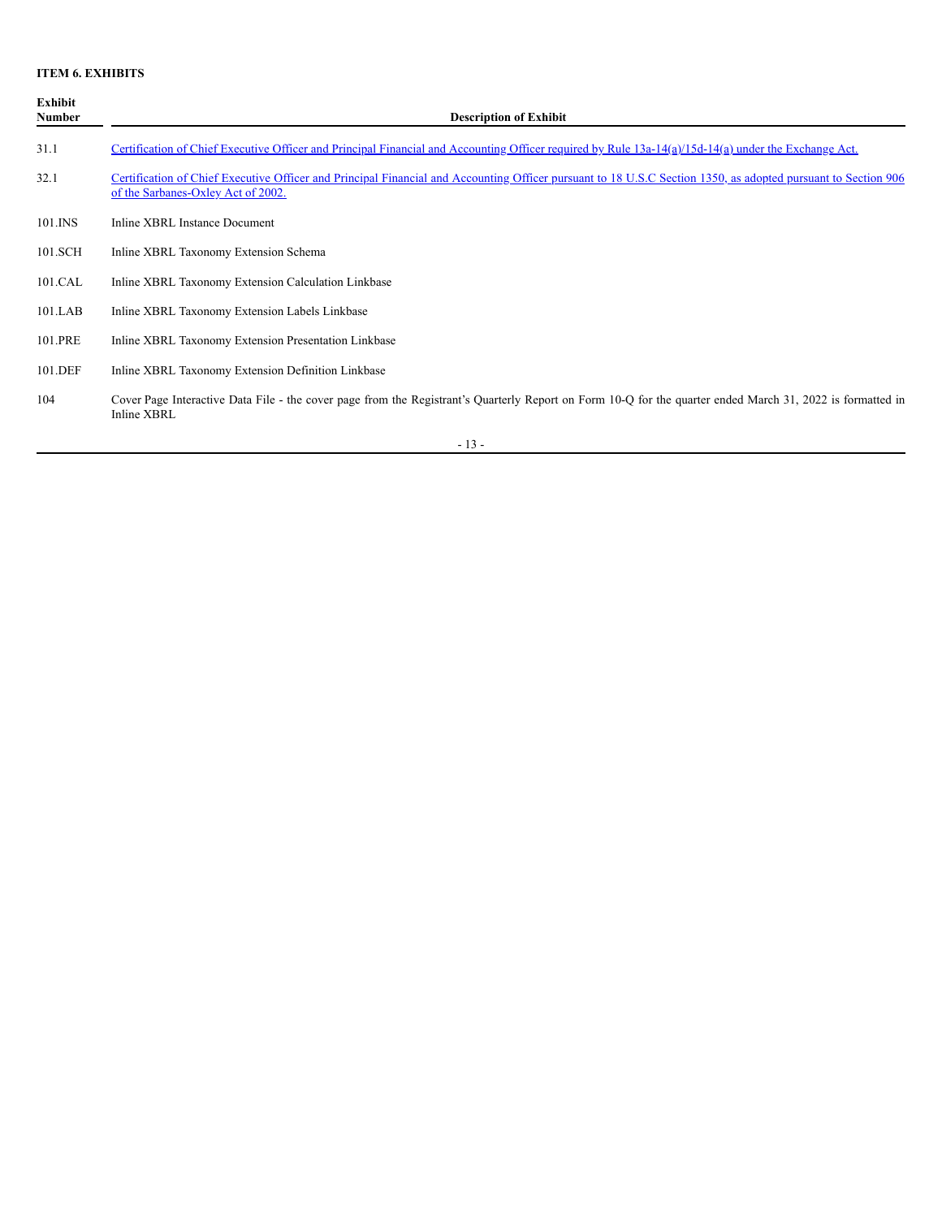**ITEM 6. EXHIBITS**

| Exhibit Number | Description of Exhibit |
| --- | --- |
| 31.1 | Certification of Chief Executive Officer and Principal Financial and Accounting Officer required by Rule 13a-14(a)/15d-14(a) under the Exchange Act. |
| 32.1 | Certification of Chief Executive Officer and Principal Financial and Accounting Officer pursuant to 18 U.S.C Section 1350, as adopted pursuant to Section 906 of the Sarbanes-Oxley Act of 2002. |
| 101.INS | Inline XBRL Instance Document |
| 101.SCH | Inline XBRL Taxonomy Extension Schema |
| 101.CAL | Inline XBRL Taxonomy Extension Calculation Linkbase |
| 101.LAB | Inline XBRL Taxonomy Extension Labels Linkbase |
| 101.PRE | Inline XBRL Taxonomy Extension Presentation Linkbase |
| 101.DEF | Inline XBRL Taxonomy Extension Definition Linkbase |
| 104 | Cover Page Interactive Data File - the cover page from the Registrant's Quarterly Report on Form 10-Q for the quarter ended March 31, 2022 is formatted in Inline XBRL |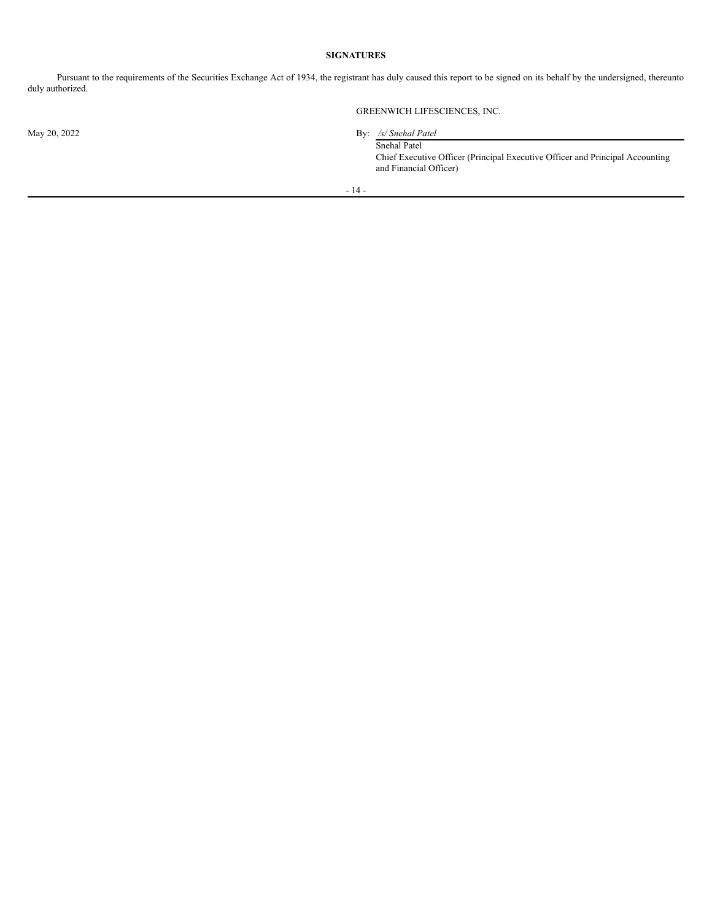**SIGNATURES**

Pursuant to the requirements of the Securities Exchange Act of 1934, the registrant has duly caused this report to be signed on its behalf by the undersigned, thereunto duly authorized.

GREENWICH LIFESCIENCES, INC.

May 20, 2022

By: */s/ Snehal Patel*

Snehal Patel

Chief Executive Officer (Principal Executive Officer and Principal Accounting and Financial Officer)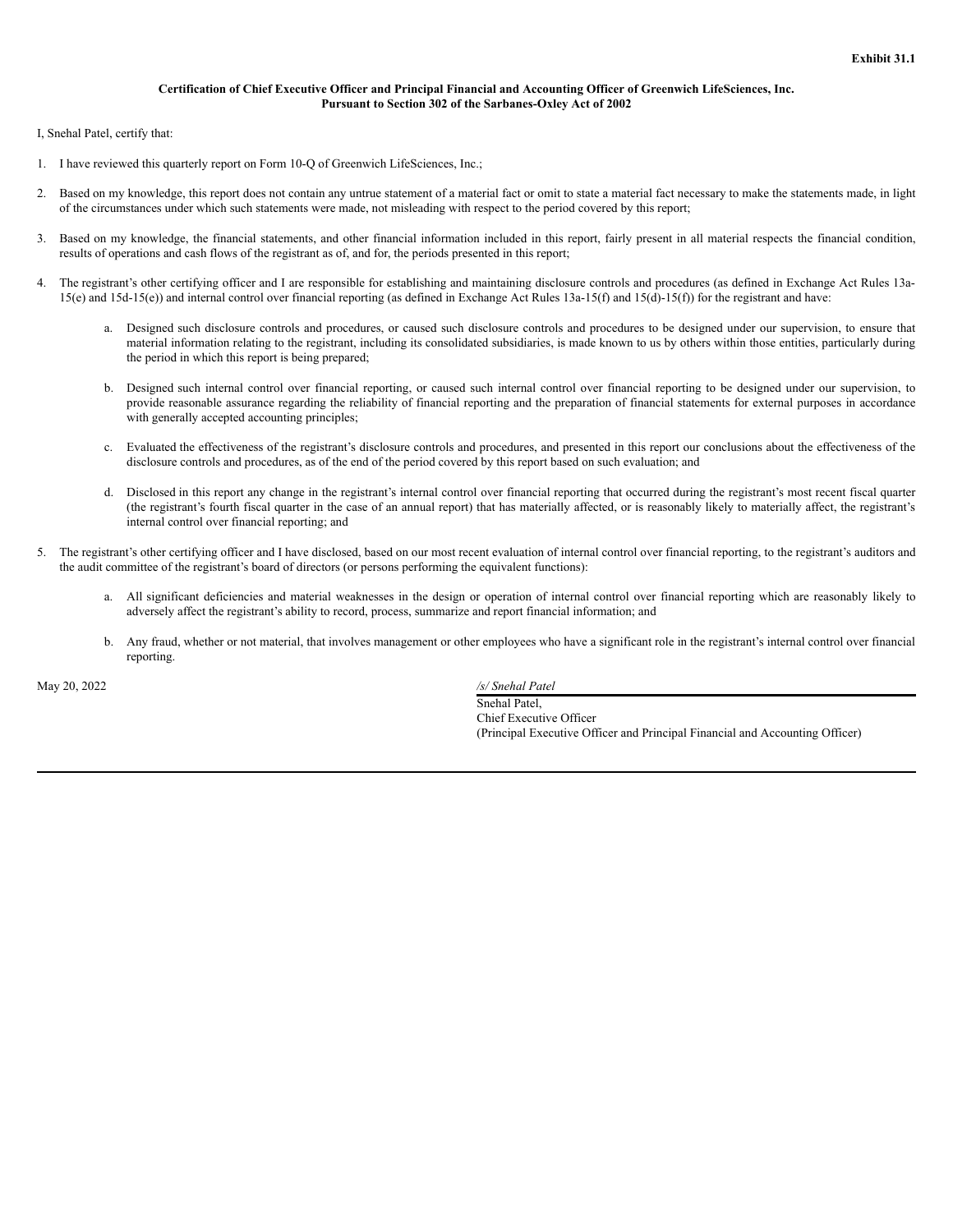**Exhibit 31.1**

**Certification of Chief Executive Officer and Principal Financial and Accounting Officer of Greenwich LifeSciences, Inc.
Pursuant to Section 302 of the Sarbanes-Oxley Act of 2002**

I, Snehal Patel, certify that:

1. I have reviewed this quarterly report on Form 10-Q of Greenwich LifeSciences, Inc.;

2. Based on my knowledge, this report does not contain any untrue statement of a material fact or omit to state a material fact necessary to make the statements made, in light of the circumstances under which such statements were made, not misleading with respect to the period covered by this report;

3. Based on my knowledge, the financial statements, and other financial information included in this report, fairly present in all material respects the financial condition, results of operations and cash flows of the registrant as of, and for, the periods presented in this report;

4. The registrant's other certifying officer and I are responsible for establishing and maintaining disclosure controls and procedures (as defined in Exchange Act Rules 13a-15(e) and 15d-15(e)) and internal control over financial reporting (as defined in Exchange Act Rules 13a-15(f) and 15(d)-15(f)) for the registrant and have:

   a. Designed such disclosure controls and procedures, or caused such disclosure controls and procedures to be designed under our supervision, to ensure that material information relating to the registrant, including its consolidated subsidiaries, is made known to us by others within those entities, particularly during the period in which this report is being prepared;

   b. Designed such internal control over financial reporting, or caused such internal control over financial reporting to be designed under our supervision, to provide reasonable assurance regarding the reliability of financial reporting and the preparation of financial statements for external purposes in accordance with generally accepted accounting principles;

   c. Evaluated the effectiveness of the registrant's disclosure controls and procedures, and presented in this report our conclusions about the effectiveness of the disclosure controls and procedures, as of the end of the period covered by this report based on such evaluation; and

   d. Disclosed in this report any change in the registrant's internal control over financial reporting that occurred during the registrant's most recent fiscal quarter (the registrant's fourth fiscal quarter in the case of an annual report) that has materially affected, or is reasonably likely to materially affect, the registrant's internal control over financial reporting; and

5. The registrant's other certifying officer and I have disclosed, based on our most recent evaluation of internal control over financial reporting, to the registrant's auditors and the audit committee of the registrant's board of directors (or persons performing the equivalent functions):

   a. All significant deficiencies and material weaknesses in the design or operation of internal control over financial reporting which are reasonably likely to adversely affect the registrant's ability to record, process, summarize and report financial information; and

   b. Any fraud, whether or not material, that involves management or other employees who have a significant role in the registrant's internal control over financial reporting.

May 20, 2022

*/s/ Snehal Patel*

Snehal Patel,
Chief Executive Officer
(Principal Executive Officer and Principal Financial and Accounting Officer)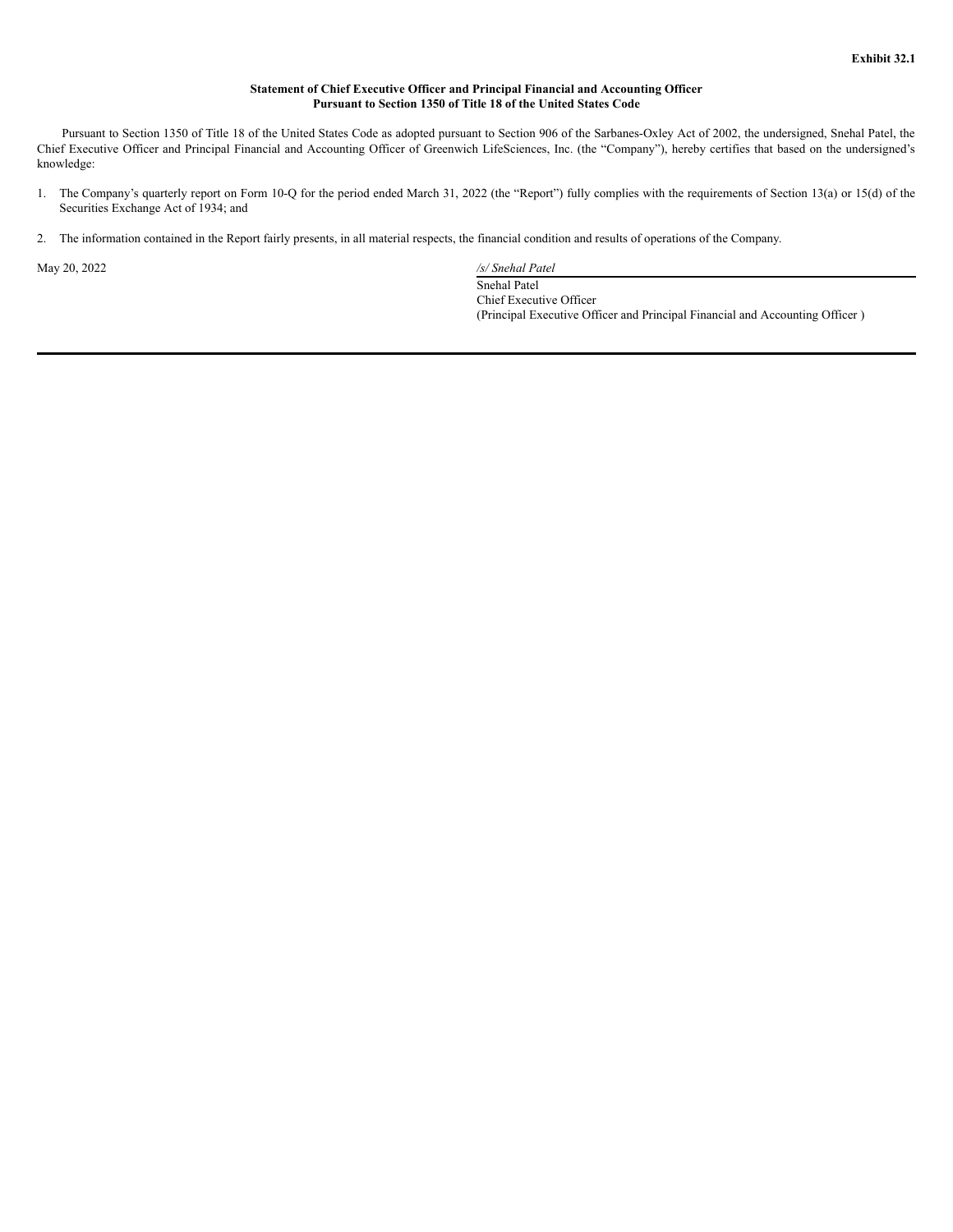**Exhibit 32.1**

**Statement of Chief Executive Officer and Principal Financial and Accounting Officer**
**Pursuant to Section 1350 of Title 18 of the United States Code**

Pursuant to Section 1350 of Title 18 of the United States Code as adopted pursuant to Section 906 of the Sarbanes-Oxley Act of 2002, the undersigned, Snehal Patel, the Chief Executive Officer and Principal Financial and Accounting Officer of Greenwich LifeSciences, Inc. (the "Company"), hereby certifies that based on the undersigned's knowledge:

1. The Company's quarterly report on Form 10-Q for the period ended March 31, 2022 (the "Report") fully complies with the requirements of Section 13(a) or 15(d) of the Securities Exchange Act of 1934; and

2. The information contained in the Report fairly presents, in all material respects, the financial condition and results of operations of the Company.

May 20, 2022

*/s/ Snehal Patel*
Snehal Patel
Chief Executive Officer
(Principal Executive Officer and Principal Financial and Accounting Officer )